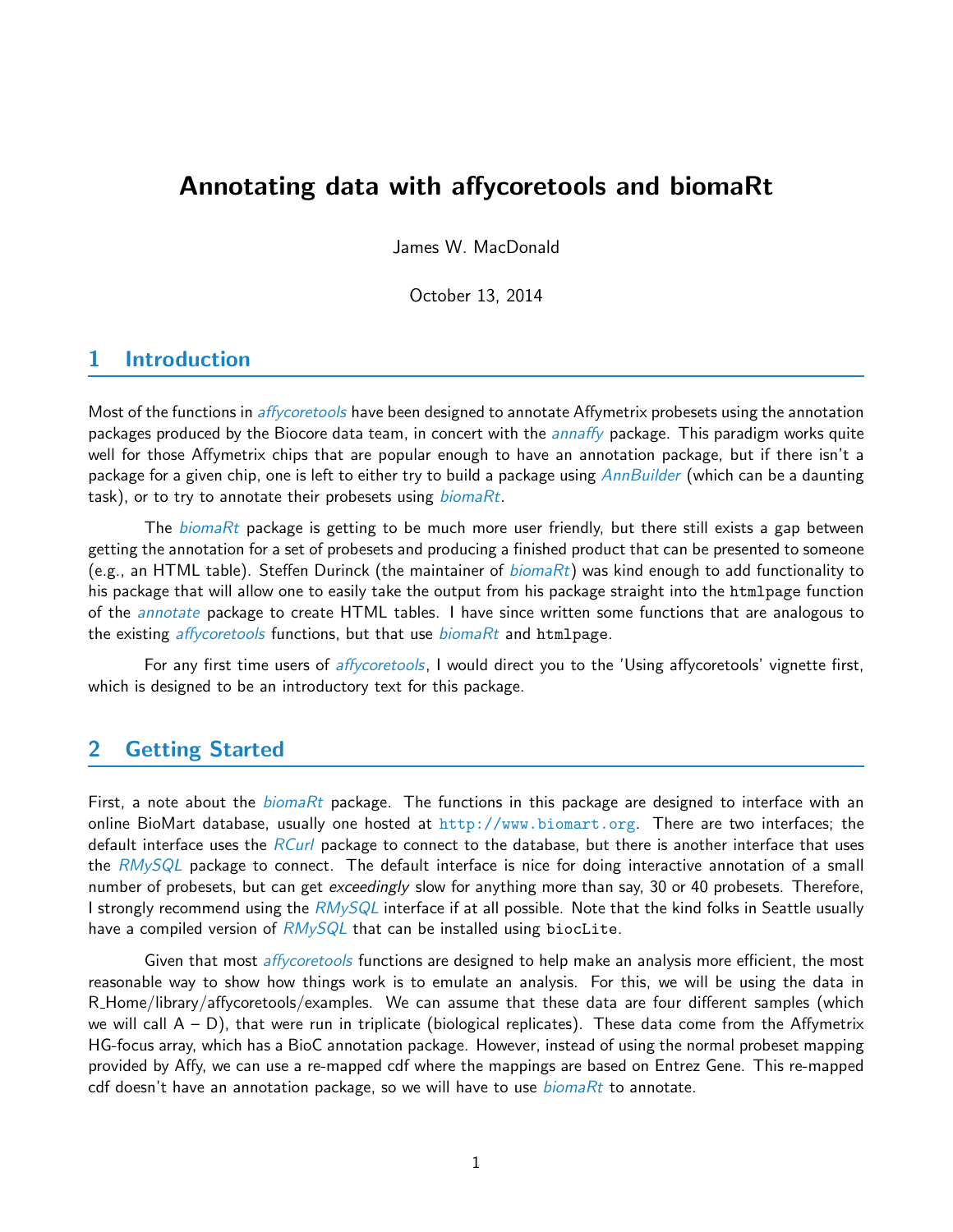# Annotating data with affycoretools and biomaRt

James W. MacDonald

October 13, 2014

## 1 Introduction

Most of the functions in *affycoretools* have been designed to annotate Affymetrix probesets using the annotation packages produced by the Biocore data team, in concert with the *annaffy* package. This paradigm works quite well for those Affymetrix chips that are popular enough to have an annotation package, but if there isn't a package for a given chip, one is left to either try to build a package using *AnnBuilder* (which can be a daunting task), or to try to annotate their probesets using *biomaRt*.

The *biomaRt* package is getting to be much more user friendly, but there still exists a gap between getting the annotation for a set of probesets and producing a finished product that can be presented to someone (e.g., an HTML table). Steffen Durinck (the maintainer of *biomaRt*) was kind enough to add functionality to his package that will allow one to easily take the output from his package straight into the `htmlpage` function of the *annotate* package to create HTML tables. I have since written some functions that are analogous to the existing *affycoretools* functions, but that use *biomaRt* and `htmlpage`.

For any first time users of *affycoretools*, I would direct you to the 'Using affycoretools' vignette first, which is designed to be an introductory text for this package.

## 2 Getting Started

First, a note about the *biomaRt* package. The functions in this package are designed to interface with an online BioMart database, usually one hosted at http://www.biomart.org. There are two interfaces; the default interface uses the *RCurl* package to connect to the database, but there is another interface that uses the *RMySQL* package to connect. The default interface is nice for doing interactive annotation of a small number of probesets, but can get *exceedingly* slow for anything more than say, 30 or 40 probesets. Therefore, I strongly recommend using the *RMySQL* interface if at all possible. Note that the kind folks in Seattle usually have a compiled version of *RMySQL* that can be installed using `biocLite`.

Given that most *affycoretools* functions are designed to help make an analysis more efficient, the most reasonable way to show how things work is to emulate an analysis. For this, we will be using the data in R_Home/library/affycoretools/examples. We can assume that these data are four different samples (which we will call A – D), that were run in triplicate (biological replicates). These data come from the Affymetrix HG-focus array, which has a BioC annotation package. However, instead of using the normal probeset mapping provided by Affy, we can use a re-mapped cdf where the mappings are based on Entrez Gene. This re-mapped cdf doesn't have an annotation package, so we will have to use *biomaRt* to annotate.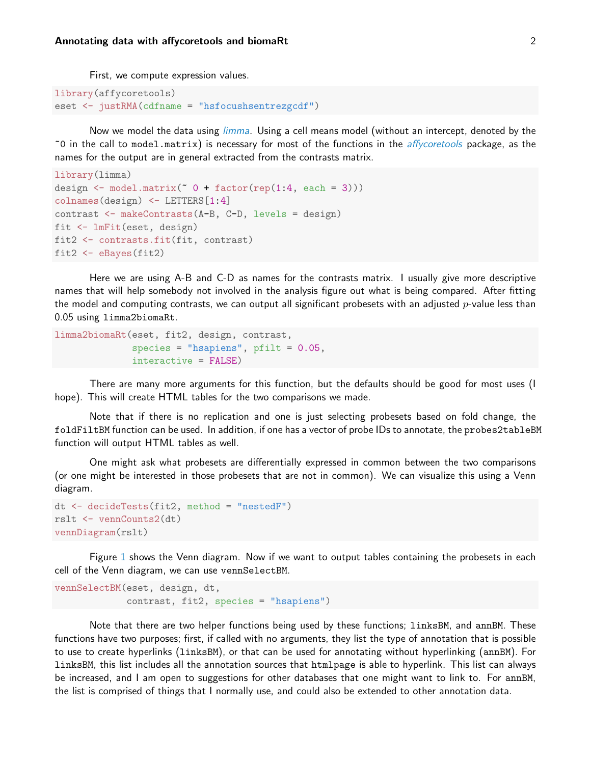First, we compute expression values.

```
library(affycoretools)
eset <- justRMA(cdfname = "hsfocushsentrezgcdf")
```

Now we model the data using *limma*. Using a cell means model (without an intercept, denoted by the ~0 in the call to `model.matrix`) is necessary for most of the functions in the *affycoretools* package, as the names for the output are in general extracted from the contrasts matrix.

```
library(limma)
design <- model.matrix(~ 0 + factor(rep(1:4, each = 3)))
colnames(design) <- LETTERS[1:4]
contrast <- makeContrasts(A-B, C-D, levels = design)
fit <- lmFit(eset, design)
fit2 <- contrasts.fit(fit, contrast)
fit2 <- eBayes(fit2)
```

Here we are using A-B and C-D as names for the contrasts matrix. I usually give more descriptive names that will help somebody not involved in the analysis figure out what is being compared. After fitting the model and computing contrasts, we can output all significant probesets with an adjusted $p$-value less than 0.05 using `limma2biomaRt`.

```
limma2biomaRt(eset, fit2, design, contrast,
              species = "hsapiens", pfilt = 0.05,
              interactive = FALSE)
```

There are many more arguments for this function, but the defaults should be good for most uses (I hope). This will create HTML tables for the two comparisons we made.

Note that if there is no replication and one is just selecting probesets based on fold change, the `foldFiltBM` function can be used. In addition, if one has a vector of probe IDs to annotate, the `probes2tableBM` function will output HTML tables as well.

One might ask what probesets are differentially expressed in common between the two comparisons (or one might be interested in those probesets that are not in common). We can visualize this using a Venn diagram.

```
dt <- decideTests(fit2, method = "nestedF")
rslt <- vennCounts2(dt)
vennDiagram(rslt)
```

Figure 1 shows the Venn diagram. Now if we want to output tables containing the probesets in each cell of the Venn diagram, we can use `vennSelectBM`.

```
vennSelectBM(eset, design, dt,
             contrast, fit2, species = "hsapiens")
```

Note that there are two helper functions being used by these functions; `linksBM`, and `annBM`. These functions have two purposes; first, if called with no arguments, they list the type of annotation that is possible to use to create hyperlinks (`linksBM`), or that can be used for annotating without hyperlinking (`annBM`). For `linksBM`, this list includes all the annotation sources that `htmlpage` is able to hyperlink. This list can always be increased, and I am open to suggestions for other databases that one might want to link to. For `annBM`, the list is comprised of things that I normally use, and could also be extended to other annotation data.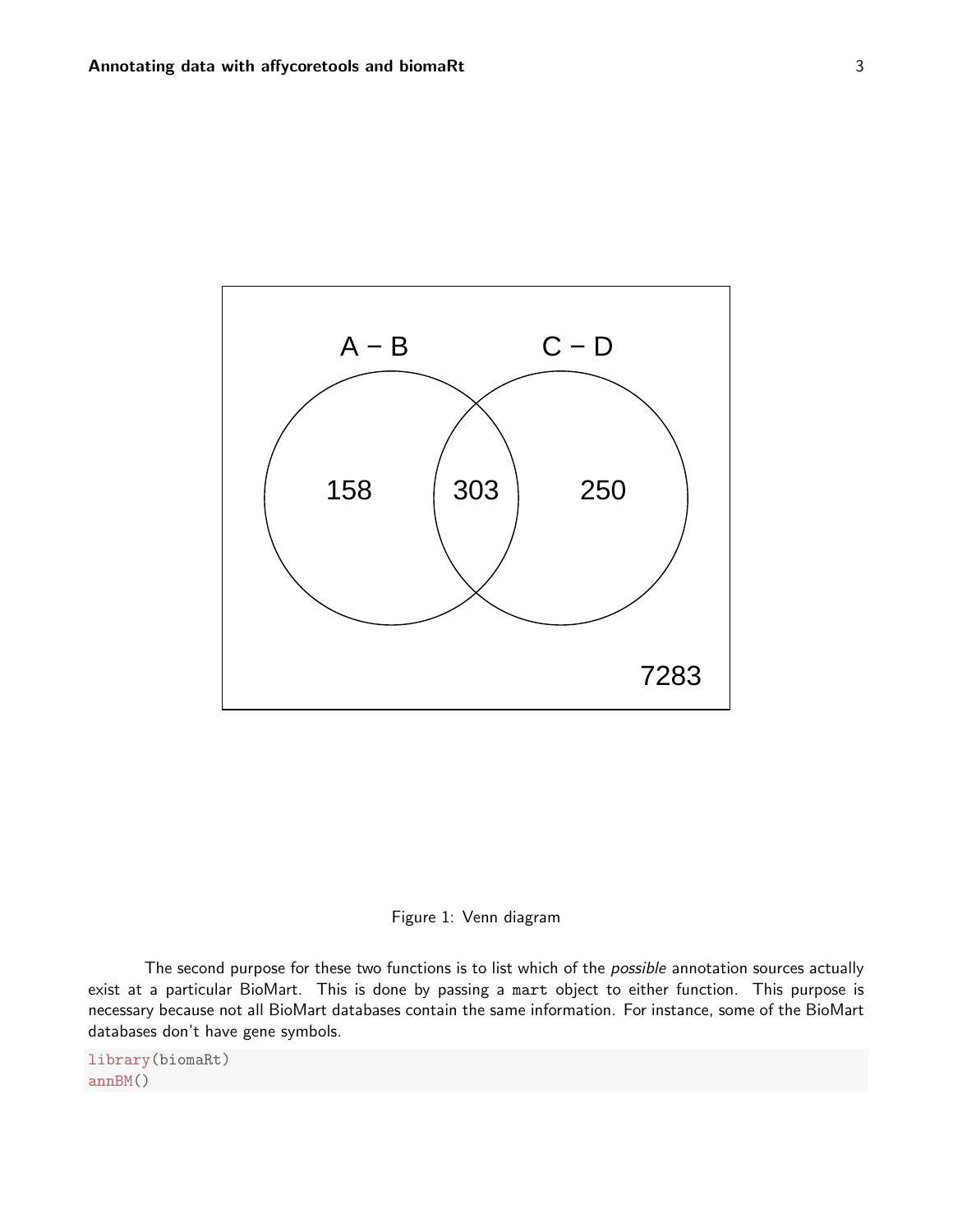Figure 1: Venn diagram

The second purpose for these two functions is to list which of the *possible* annotation sources actually exist at a particular BioMart. This is done by passing a `mart` object to either function. This purpose is necessary because not all BioMart databases contain the same information. For instance, some of the BioMart databases don't have gene symbols.

```
library(biomaRt)
annBM()
```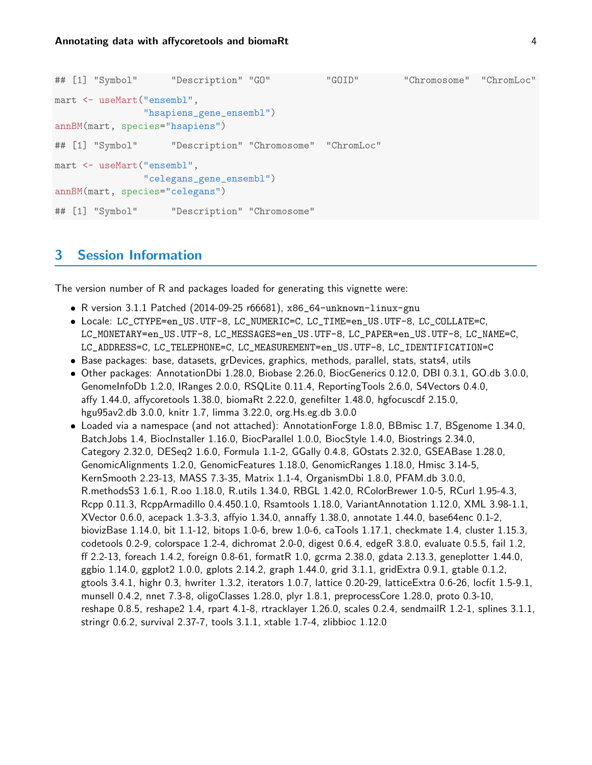```
## [1] "Symbol"      "Description" "GO"          "GOID"        "Chromosome"  "ChromLoc"
mart <- useMart("ensembl",
                "hsapiens_gene_ensembl")
annBM(mart, species="hsapiens")
## [1] "Symbol"      "Description" "Chromosome"  "ChromLoc"
mart <- useMart("ensembl",
                "celegans_gene_ensembl")
annBM(mart, species="celegans")
## [1] "Symbol"      "Description" "Chromosome"
```

## 3 Session Information

The version number of R and packages loaded for generating this vignette were:

- R version 3.1.1 Patched (2014-09-25 r66681), x86_64-unknown-linux-gnu
- Locale: LC_CTYPE=en_US.UTF-8, LC_NUMERIC=C, LC_TIME=en_US.UTF-8, LC_COLLATE=C, LC_MONETARY=en_US.UTF-8, LC_MESSAGES=en_US.UTF-8, LC_PAPER=en_US.UTF-8, LC_NAME=C, LC_ADDRESS=C, LC_TELEPHONE=C, LC_MEASUREMENT=en_US.UTF-8, LC_IDENTIFICATION=C
- Base packages: base, datasets, grDevices, graphics, methods, parallel, stats, stats4, utils
- Other packages: AnnotationDbi 1.28.0, Biobase 2.26.0, BiocGenerics 0.12.0, DBI 0.3.1, GO.db 3.0.0, GenomeInfoDb 1.2.0, IRanges 2.0.0, RSQLite 0.11.4, ReportingTools 2.6.0, S4Vectors 0.4.0, affy 1.44.0, affycoretools 1.38.0, biomaRt 2.22.0, genefilter 1.48.0, hgfocuscdf 2.15.0, hgu95av2.db 3.0.0, knitr 1.7, limma 3.22.0, org.Hs.eg.db 3.0.0
- Loaded via a namespace (and not attached): AnnotationForge 1.8.0, BBmisc 1.7, BSgenome 1.34.0, BatchJobs 1.4, BiocInstaller 1.16.0, BiocParallel 1.0.0, BiocStyle 1.4.0, Biostrings 2.34.0, Category 2.32.0, DESeq2 1.6.0, Formula 1.1-2, GGally 0.4.8, GOstats 2.32.0, GSEABase 1.28.0, GenomicAlignments 1.2.0, GenomicFeatures 1.18.0, GenomicRanges 1.18.0, Hmisc 3.14-5, KernSmooth 2.23-13, MASS 7.3-35, Matrix 1.1-4, OrganismDbi 1.8.0, PFAM.db 3.0.0, R.methodsS3 1.6.1, R.oo 1.18.0, R.utils 1.34.0, RBGL 1.42.0, RColorBrewer 1.0-5, RCurl 1.95-4.3, Rcpp 0.11.3, RcppArmadillo 0.4.450.1.0, Rsamtools 1.18.0, VariantAnnotation 1.12.0, XML 3.98-1.1, XVector 0.6.0, acepack 1.3-3.3, affyio 1.34.0, annaffy 1.38.0, annotate 1.44.0, base64enc 0.1-2, biovizBase 1.14.0, bit 1.1-12, bitops 1.0-6, brew 1.0-6, caTools 1.17.1, checkmate 1.4, cluster 1.15.3, codetools 0.2-9, colorspace 1.2-4, dichromat 2.0-0, digest 0.6.4, edgeR 3.8.0, evaluate 0.5.5, fail 1.2, ff 2.2-13, foreach 1.4.2, foreign 0.8-61, formatR 1.0, gcrma 2.38.0, gdata 2.13.3, geneplotter 1.44.0, ggbio 1.14.0, ggplot2 1.0.0, gplots 2.14.2, graph 1.44.0, grid 3.1.1, gridExtra 0.9.1, gtable 0.1.2, gtools 3.4.1, highr 0.3, hwriter 1.3.2, iterators 1.0.7, lattice 0.20-29, latticeExtra 0.6-26, locfit 1.5-9.1, munsell 0.4.2, nnet 7.3-8, oligoClasses 1.28.0, plyr 1.8.1, preprocessCore 1.28.0, proto 0.3-10, reshape 0.8.5, reshape2 1.4, rpart 4.1-8, rtracklayer 1.26.0, scales 0.2.4, sendmailR 1.2-1, splines 3.1.1, stringr 0.6.2, survival 2.37-7, tools 3.1.1, xtable 1.7-4, zlibbioc 1.12.0